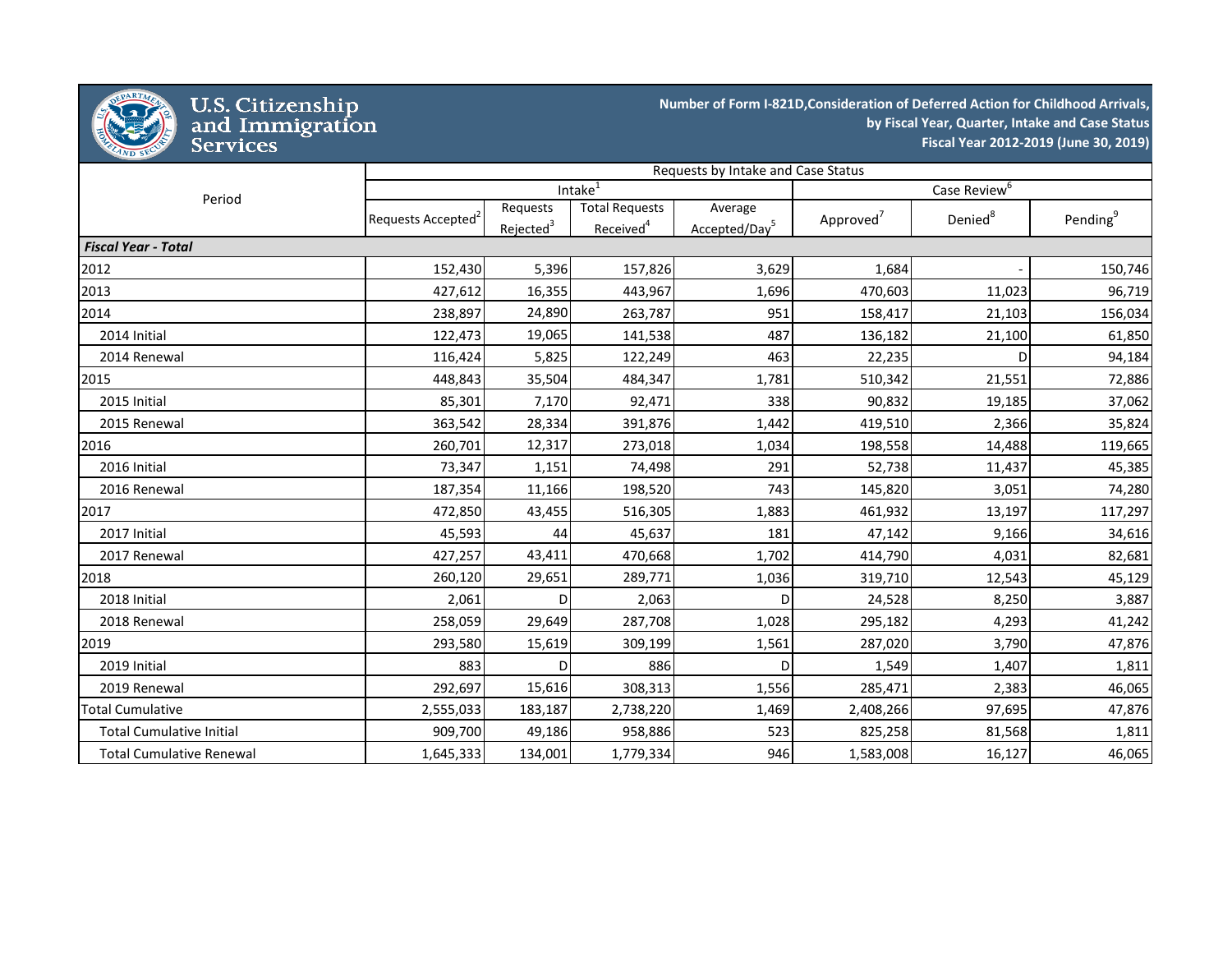U.S. Citizenship and Immigration Services

**Number of Form I-821D,Consideration of Deferred Action for Childhood Arrivals, by Fiscal Year, Quarter, Intake and Case Status Fiscal Year 2012-2019 (June 30, 2019)**

| Period | Requests by Intake and Case Status | | | | | | |
|---|---|---|---|---|---|---|---|
| | Intake[1] | | | | Case Review[6] | | |
| | Requests Accepted[2] | Requests Rejected[3] | Total Requests Received[4] | Average Accepted/Day[5] | Approved[7] | Denied[8] | Pending[9] |
| ***Fiscal Year - Total*** | | | | | | | |
| 2012 | 152,430 | 5,396 | 157,826 | 3,629 | 1,684 | - | 150,746 |
| 2013 | 427,612 | 16,355 | 443,967 | 1,696 | 470,603 | 11,023 | 96,719 |
| 2014 | 238,897 | 24,890 | 263,787 | 951 | 158,417 | 21,103 | 156,034 |
| 2014 Initial | 122,473 | 19,065 | 141,538 | 487 | 136,182 | 21,100 | 61,850 |
| 2014 Renewal | 116,424 | 5,825 | 122,249 | 463 | 22,235 | D | 94,184 |
| 2015 | 448,843 | 35,504 | 484,347 | 1,781 | 510,342 | 21,551 | 72,886 |
| 2015 Initial | 85,301 | 7,170 | 92,471 | 338 | 90,832 | 19,185 | 37,062 |
| 2015 Renewal | 363,542 | 28,334 | 391,876 | 1,442 | 419,510 | 2,366 | 35,824 |
| 2016 | 260,701 | 12,317 | 273,018 | 1,034 | 198,558 | 14,488 | 119,665 |
| 2016 Initial | 73,347 | 1,151 | 74,498 | 291 | 52,738 | 11,437 | 45,385 |
| 2016 Renewal | 187,354 | 11,166 | 198,520 | 743 | 145,820 | 3,051 | 74,280 |
| 2017 | 472,850 | 43,455 | 516,305 | 1,883 | 461,932 | 13,197 | 117,297 |
| 2017 Initial | 45,593 | 44 | 45,637 | 181 | 47,142 | 9,166 | 34,616 |
| 2017 Renewal | 427,257 | 43,411 | 470,668 | 1,702 | 414,790 | 4,031 | 82,681 |
| 2018 | 260,120 | 29,651 | 289,771 | 1,036 | 319,710 | 12,543 | 45,129 |
| 2018 Initial | 2,061 | D | 2,063 | D | 24,528 | 8,250 | 3,887 |
| 2018 Renewal | 258,059 | 29,649 | 287,708 | 1,028 | 295,182 | 4,293 | 41,242 |
| 2019 | 293,580 | 15,619 | 309,199 | 1,561 | 287,020 | 3,790 | 47,876 |
| 2019 Initial | 883 | D | 886 | D | 1,549 | 1,407 | 1,811 |
| 2019 Renewal | 292,697 | 15,616 | 308,313 | 1,556 | 285,471 | 2,383 | 46,065 |
| Total Cumulative | 2,555,033 | 183,187 | 2,738,220 | 1,469 | 2,408,266 | 97,695 | 47,876 |
| Total Cumulative Initial | 909,700 | 49,186 | 958,886 | 523 | 825,258 | 81,568 | 1,811 |
| Total Cumulative Renewal | 1,645,333 | 134,001 | 1,779,334 | 946 | 1,583,008 | 16,127 | 46,065 |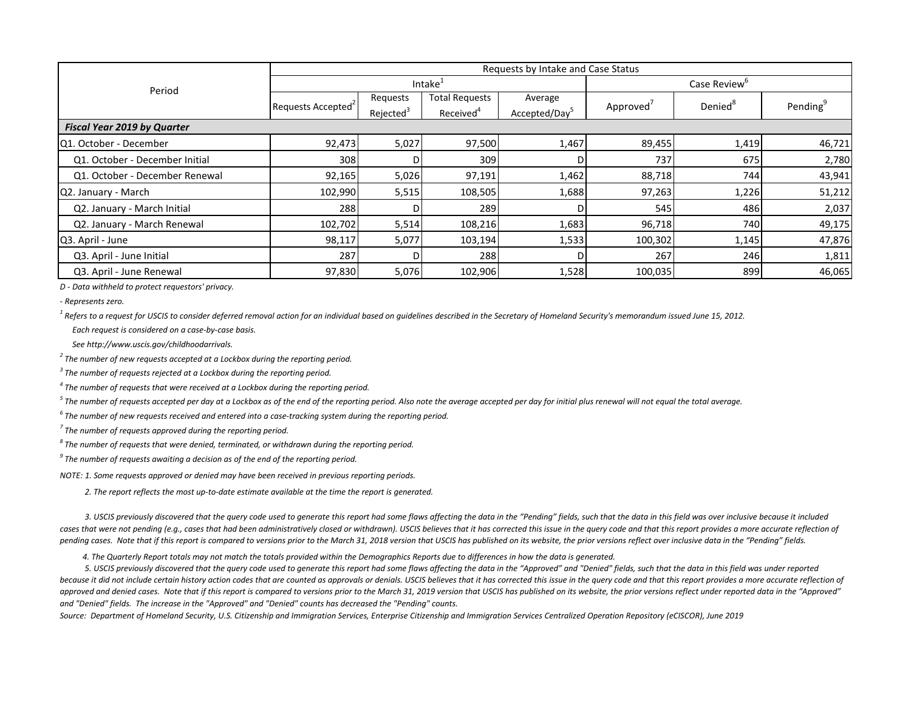| Period | Requests by Intake and Case Status | | | | | | |
|---|---|---|---|---|---|---|---|
| | Intake[1] | | | | Case Review[6] | | |
| | Requests Accepted[2] | Requests Rejected[3] | Total Requests Received[4] | Average Accepted/Day[5] | Approved[7] | Denied[8] | Pending[9] |
| ***Fiscal Year 2019 by Quarter*** | | | | | | | |
| Q1. October - December | 92,473 | 5,027 | 97,500 | 1,467 | 89,455 | 1,419 | 46,721 |
| Q1. October - December Initial | 308 | D | 309 | D | 737 | 675 | 2,780 |
| Q1. October - December Renewal | 92,165 | 5,026 | 97,191 | 1,462 | 88,718 | 744 | 43,941 |
| Q2. January - March | 102,990 | 5,515 | 108,505 | 1,688 | 97,263 | 1,226 | 51,212 |
| Q2. January - March Initial | 288 | D | 289 | D | 545 | 486 | 2,037 |
| Q2. January - March Renewal | 102,702 | 5,514 | 108,216 | 1,683 | 96,718 | 740 | 49,175 |
| Q3. April - June | 98,117 | 5,077 | 103,194 | 1,533 | 100,302 | 1,145 | 47,876 |
| Q3. April - June Initial | 287 | D | 288 | D | 267 | 246 | 1,811 |
| Q3. April - June Renewal | 97,830 | 5,076 | 102,906 | 1,528 | 100,035 | 899 | 46,065 |

*D - Data withheld to protect requestors' privacy.*

*- Represents zero.*

*[1] Refers to a request for USCIS to consider deferred removal action for an individual based on guidelines described in the Secretary of Homeland Security's memorandum issued June 15, 2012.*
*Each request is considered on a case-by-case basis.*
*See http://www.uscis.gov/childhoodarrivals.*

*[2] The number of new requests accepted at a Lockbox during the reporting period.*

*[3] The number of requests rejected at a Lockbox during the reporting period.*

*[4] The number of requests that were received at a Lockbox during the reporting period.*

*[5] The number of requests accepted per day at a Lockbox as of the end of the reporting period. Also note the average accepted per day for initial plus renewal will not equal the total average.*

*[6] The number of new requests received and entered into a case-tracking system during the reporting period.*

*[7] The number of requests approved during the reporting period.*

*[8] The number of requests that were denied, terminated, or withdrawn during the reporting period.*

*[9] The number of requests awaiting a decision as of the end of the reporting period.*

*NOTE: 1. Some requests approved or denied may have been received in previous reporting periods.*

*2. The report reflects the most up-to-date estimate available at the time the report is generated.*

*3. USCIS previously discovered that the query code used to generate this report had some flaws affecting the data in the "Pending" fields, such that the data in this field was over inclusive because it included cases that were not pending (e.g., cases that had been administratively closed or withdrawn). USCIS believes that it has corrected this issue in the query code and that this report provides a more accurate reflection of pending cases. Note that if this report is compared to versions prior to the March 31, 2018 version that USCIS has published on its website, the prior versions reflect over inclusive data in the "Pending" fields.*

*4. The Quarterly Report totals may not match the totals provided within the Demographics Reports due to differences in how the data is generated.*

*5. USCIS previously discovered that the query code used to generate this report had some flaws affecting the data in the "Approved" and "Denied" fields, such that the data in this field was under reported because it did not include certain history action codes that are counted as approvals or denials. USCIS believes that it has corrected this issue in the query code and that this report provides a more accurate reflection of approved and denied cases. Note that if this report is compared to versions prior to the March 31, 2019 version that USCIS has published on its website, the prior versions reflect under reported data in the "Approved" and "Denied" fields. The increase in the "Approved" and "Denied" counts has decreased the "Pending" counts.*

*Source: Department of Homeland Security, U.S. Citizenship and Immigration Services, Enterprise Citizenship and Immigration Services Centralized Operation Repository (eCISCOR), June 2019*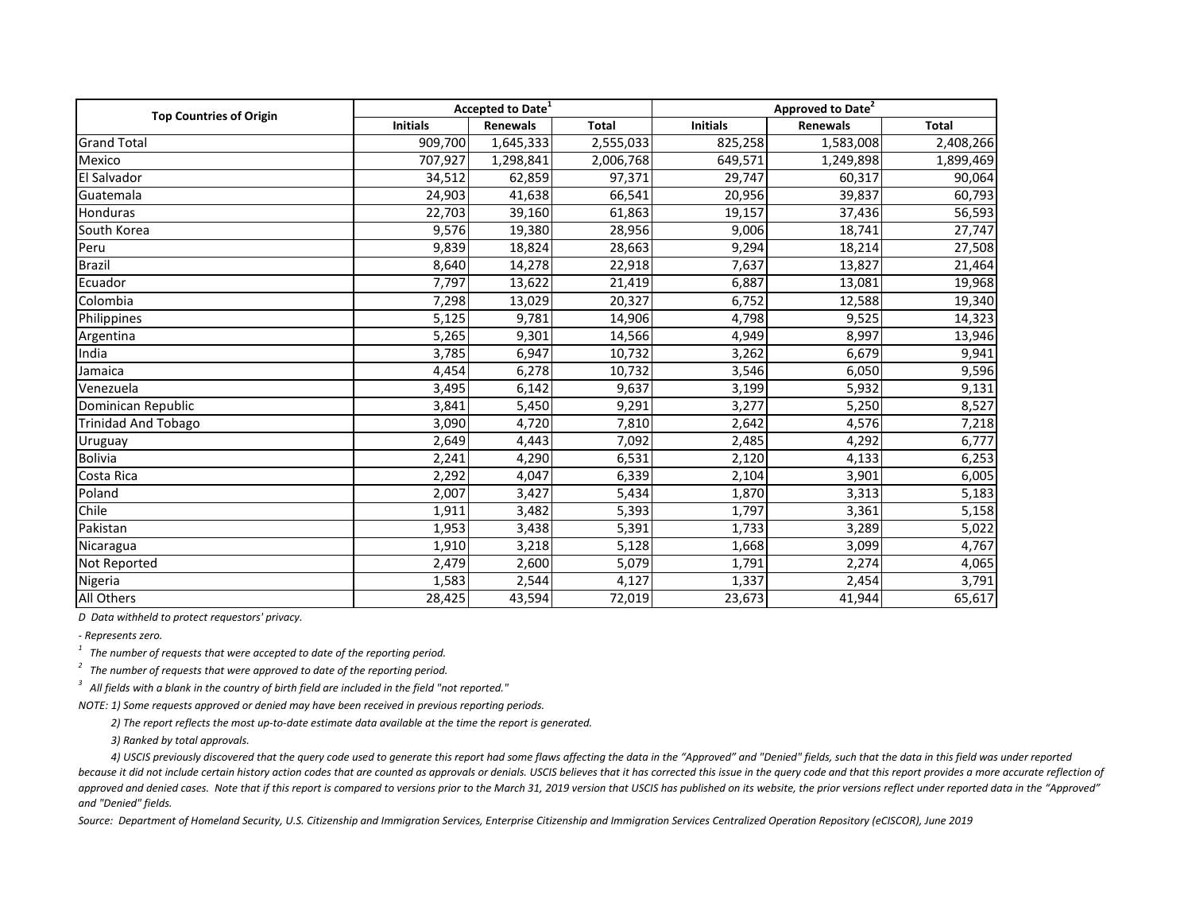| Top Countries of Origin | Accepted to Date[1] | | | Approved to Date[2] | | |
|---|---|---|---|---|---|---|
| | Initials | Renewals | Total | Initials | Renewals | Total |
| Grand Total | 909,700 | 1,645,333 | 2,555,033 | 825,258 | 1,583,008 | 2,408,266 |
| Mexico | 707,927 | 1,298,841 | 2,006,768 | 649,571 | 1,249,898 | 1,899,469 |
| El Salvador | 34,512 | 62,859 | 97,371 | 29,747 | 60,317 | 90,064 |
| Guatemala | 24,903 | 41,638 | 66,541 | 20,956 | 39,837 | 60,793 |
| Honduras | 22,703 | 39,160 | 61,863 | 19,157 | 37,436 | 56,593 |
| South Korea | 9,576 | 19,380 | 28,956 | 9,006 | 18,741 | 27,747 |
| Peru | 9,839 | 18,824 | 28,663 | 9,294 | 18,214 | 27,508 |
| Brazil | 8,640 | 14,278 | 22,918 | 7,637 | 13,827 | 21,464 |
| Ecuador | 7,797 | 13,622 | 21,419 | 6,887 | 13,081 | 19,968 |
| Colombia | 7,298 | 13,029 | 20,327 | 6,752 | 12,588 | 19,340 |
| Philippines | 5,125 | 9,781 | 14,906 | 4,798 | 9,525 | 14,323 |
| Argentina | 5,265 | 9,301 | 14,566 | 4,949 | 8,997 | 13,946 |
| India | 3,785 | 6,947 | 10,732 | 3,262 | 6,679 | 9,941 |
| Jamaica | 4,454 | 6,278 | 10,732 | 3,546 | 6,050 | 9,596 |
| Venezuela | 3,495 | 6,142 | 9,637 | 3,199 | 5,932 | 9,131 |
| Dominican Republic | 3,841 | 5,450 | 9,291 | 3,277 | 5,250 | 8,527 |
| Trinidad And Tobago | 3,090 | 4,720 | 7,810 | 2,642 | 4,576 | 7,218 |
| Uruguay | 2,649 | 4,443 | 7,092 | 2,485 | 4,292 | 6,777 |
| Bolivia | 2,241 | 4,290 | 6,531 | 2,120 | 4,133 | 6,253 |
| Costa Rica | 2,292 | 4,047 | 6,339 | 2,104 | 3,901 | 6,005 |
| Poland | 2,007 | 3,427 | 5,434 | 1,870 | 3,313 | 5,183 |
| Chile | 1,911 | 3,482 | 5,393 | 1,797 | 3,361 | 5,158 |
| Pakistan | 1,953 | 3,438 | 5,391 | 1,733 | 3,289 | 5,022 |
| Nicaragua | 1,910 | 3,218 | 5,128 | 1,668 | 3,099 | 4,767 |
| Not Reported | 2,479 | 2,600 | 5,079 | 1,791 | 2,274 | 4,065 |
| Nigeria | 1,583 | 2,544 | 4,127 | 1,337 | 2,454 | 3,791 |
| All Others | 28,425 | 43,594 | 72,019 | 23,673 | 41,944 | 65,617 |

*D Data withheld to protect requestors' privacy.*

*- Represents zero.*

*[1] The number of requests that were accepted to date of the reporting period.*

*[2] The number of requests that were approved to date of the reporting period.*

*[3] All fields with a blank in the country of birth field are included in the field "not reported."*

*NOTE: 1) Some requests approved or denied may have been received in previous reporting periods.*

*2) The report reflects the most up-to-date estimate data available at the time the report is generated.*

*3) Ranked by total approvals.*

*4) USCIS previously discovered that the query code used to generate this report had some flaws affecting the data in the "Approved" and "Denied" fields, such that the data in this field was under reported because it did not include certain history action codes that are counted as approvals or denials. USCIS believes that it has corrected this issue in the query code and that this report provides a more accurate reflection of approved and denied cases. Note that if this report is compared to versions prior to the March 31, 2019 version that USCIS has published on its website, the prior versions reflect under reported data in the "Approved" and "Denied" fields.*

*Source: Department of Homeland Security, U.S. Citizenship and Immigration Services, Enterprise Citizenship and Immigration Services Centralized Operation Repository (eCISCOR), June 2019*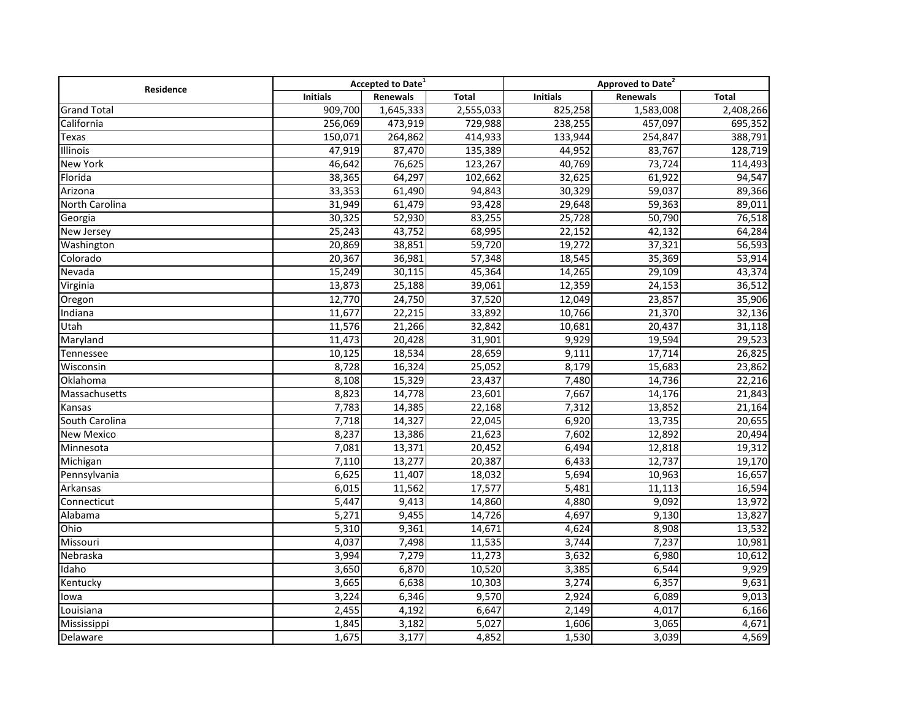| Residence | Accepted to Date[1] | | | Approved to Date[2] | | |
|---|---|---|---|---|---|---|
| | Initials | Renewals | Total | Initials | Renewals | Total |
| Grand Total | 909,700 | 1,645,333 | 2,555,033 | 825,258 | 1,583,008 | 2,408,266 |
| California | 256,069 | 473,919 | 729,988 | 238,255 | 457,097 | 695,352 |
| Texas | 150,071 | 264,862 | 414,933 | 133,944 | 254,847 | 388,791 |
| Illinois | 47,919 | 87,470 | 135,389 | 44,952 | 83,767 | 128,719 |
| New York | 46,642 | 76,625 | 123,267 | 40,769 | 73,724 | 114,493 |
| Florida | 38,365 | 64,297 | 102,662 | 32,625 | 61,922 | 94,547 |
| Arizona | 33,353 | 61,490 | 94,843 | 30,329 | 59,037 | 89,366 |
| North Carolina | 31,949 | 61,479 | 93,428 | 29,648 | 59,363 | 89,011 |
| Georgia | 30,325 | 52,930 | 83,255 | 25,728 | 50,790 | 76,518 |
| New Jersey | 25,243 | 43,752 | 68,995 | 22,152 | 42,132 | 64,284 |
| Washington | 20,869 | 38,851 | 59,720 | 19,272 | 37,321 | 56,593 |
| Colorado | 20,367 | 36,981 | 57,348 | 18,545 | 35,369 | 53,914 |
| Nevada | 15,249 | 30,115 | 45,364 | 14,265 | 29,109 | 43,374 |
| Virginia | 13,873 | 25,188 | 39,061 | 12,359 | 24,153 | 36,512 |
| Oregon | 12,770 | 24,750 | 37,520 | 12,049 | 23,857 | 35,906 |
| Indiana | 11,677 | 22,215 | 33,892 | 10,766 | 21,370 | 32,136 |
| Utah | 11,576 | 21,266 | 32,842 | 10,681 | 20,437 | 31,118 |
| Maryland | 11,473 | 20,428 | 31,901 | 9,929 | 19,594 | 29,523 |
| Tennessee | 10,125 | 18,534 | 28,659 | 9,111 | 17,714 | 26,825 |
| Wisconsin | 8,728 | 16,324 | 25,052 | 8,179 | 15,683 | 23,862 |
| Oklahoma | 8,108 | 15,329 | 23,437 | 7,480 | 14,736 | 22,216 |
| Massachusetts | 8,823 | 14,778 | 23,601 | 7,667 | 14,176 | 21,843 |
| Kansas | 7,783 | 14,385 | 22,168 | 7,312 | 13,852 | 21,164 |
| South Carolina | 7,718 | 14,327 | 22,045 | 6,920 | 13,735 | 20,655 |
| New Mexico | 8,237 | 13,386 | 21,623 | 7,602 | 12,892 | 20,494 |
| Minnesota | 7,081 | 13,371 | 20,452 | 6,494 | 12,818 | 19,312 |
| Michigan | 7,110 | 13,277 | 20,387 | 6,433 | 12,737 | 19,170 |
| Pennsylvania | 6,625 | 11,407 | 18,032 | 5,694 | 10,963 | 16,657 |
| Arkansas | 6,015 | 11,562 | 17,577 | 5,481 | 11,113 | 16,594 |
| Connecticut | 5,447 | 9,413 | 14,860 | 4,880 | 9,092 | 13,972 |
| Alabama | 5,271 | 9,455 | 14,726 | 4,697 | 9,130 | 13,827 |
| Ohio | 5,310 | 9,361 | 14,671 | 4,624 | 8,908 | 13,532 |
| Missouri | 4,037 | 7,498 | 11,535 | 3,744 | 7,237 | 10,981 |
| Nebraska | 3,994 | 7,279 | 11,273 | 3,632 | 6,980 | 10,612 |
| Idaho | 3,650 | 6,870 | 10,520 | 3,385 | 6,544 | 9,929 |
| Kentucky | 3,665 | 6,638 | 10,303 | 3,274 | 6,357 | 9,631 |
| Iowa | 3,224 | 6,346 | 9,570 | 2,924 | 6,089 | 9,013 |
| Louisiana | 2,455 | 4,192 | 6,647 | 2,149 | 4,017 | 6,166 |
| Mississippi | 1,845 | 3,182 | 5,027 | 1,606 | 3,065 | 4,671 |
| Delaware | 1,675 | 3,177 | 4,852 | 1,530 | 3,039 | 4,569 |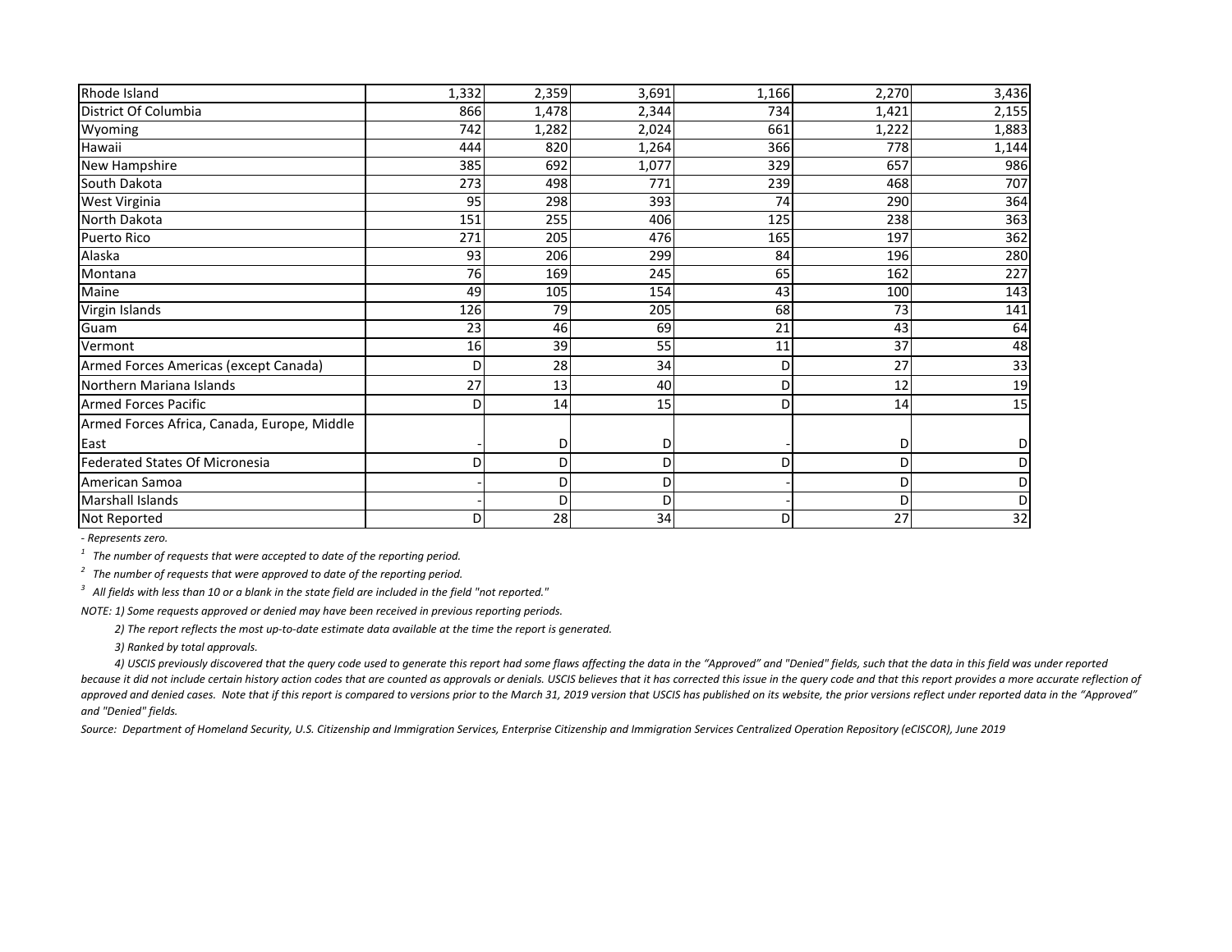| | | | | | | |
|---|---|---|---|---|---|---|
| Rhode Island | 1,332 | 2,359 | 3,691 | 1,166 | 2,270 | 3,436 |
| District Of Columbia | 866 | 1,478 | 2,344 | 734 | 1,421 | 2,155 |
| Wyoming | 742 | 1,282 | 2,024 | 661 | 1,222 | 1,883 |
| Hawaii | 444 | 820 | 1,264 | 366 | 778 | 1,144 |
| New Hampshire | 385 | 692 | 1,077 | 329 | 657 | 986 |
| South Dakota | 273 | 498 | 771 | 239 | 468 | 707 |
| West Virginia | 95 | 298 | 393 | 74 | 290 | 364 |
| North Dakota | 151 | 255 | 406 | 125 | 238 | 363 |
| Puerto Rico | 271 | 205 | 476 | 165 | 197 | 362 |
| Alaska | 93 | 206 | 299 | 84 | 196 | 280 |
| Montana | 76 | 169 | 245 | 65 | 162 | 227 |
| Maine | 49 | 105 | 154 | 43 | 100 | 143 |
| Virgin Islands | 126 | 79 | 205 | 68 | 73 | 141 |
| Guam | 23 | 46 | 69 | 21 | 43 | 64 |
| Vermont | 16 | 39 | 55 | 11 | 37 | 48 |
| Armed Forces Americas (except Canada) | D | 28 | 34 | D | 27 | 33 |
| Northern Mariana Islands | 27 | 13 | 40 | D | 12 | 19 |
| Armed Forces Pacific | D | 14 | 15 | D | 14 | 15 |
| Armed Forces Africa, Canada, Europe, Middle East | - | D | D | - | D | D |
| Federated States Of Micronesia | D | D | D | D | D | D |
| American Samoa | - | D | D | - | D | D |
| Marshall Islands | - | D | D | - | D | D |
| Not Reported | D | 28 | 34 | D | 27 | 32 |

*- Represents zero.*

*[1] The number of requests that were accepted to date of the reporting period.*

*[2] The number of requests that were approved to date of the reporting period.*

*[3] All fields with less than 10 or a blank in the state field are included in the field "not reported."*

*NOTE: 1) Some requests approved or denied may have been received in previous reporting periods.*

*2) The report reflects the most up-to-date estimate data available at the time the report is generated.*

*3) Ranked by total approvals.*

*4) USCIS previously discovered that the query code used to generate this report had some flaws affecting the data in the "Approved" and "Denied" fields, such that the data in this field was under reported because it did not include certain history action codes that are counted as approvals or denials. USCIS believes that it has corrected this issue in the query code and that this report provides a more accurate reflection of approved and denied cases. Note that if this report is compared to versions prior to the March 31, 2019 version that USCIS has published on its website, the prior versions reflect under reported data in the "Approved" and "Denied" fields.*

*Source: Department of Homeland Security, U.S. Citizenship and Immigration Services, Enterprise Citizenship and Immigration Services Centralized Operation Repository (eCISCOR), June 2019*